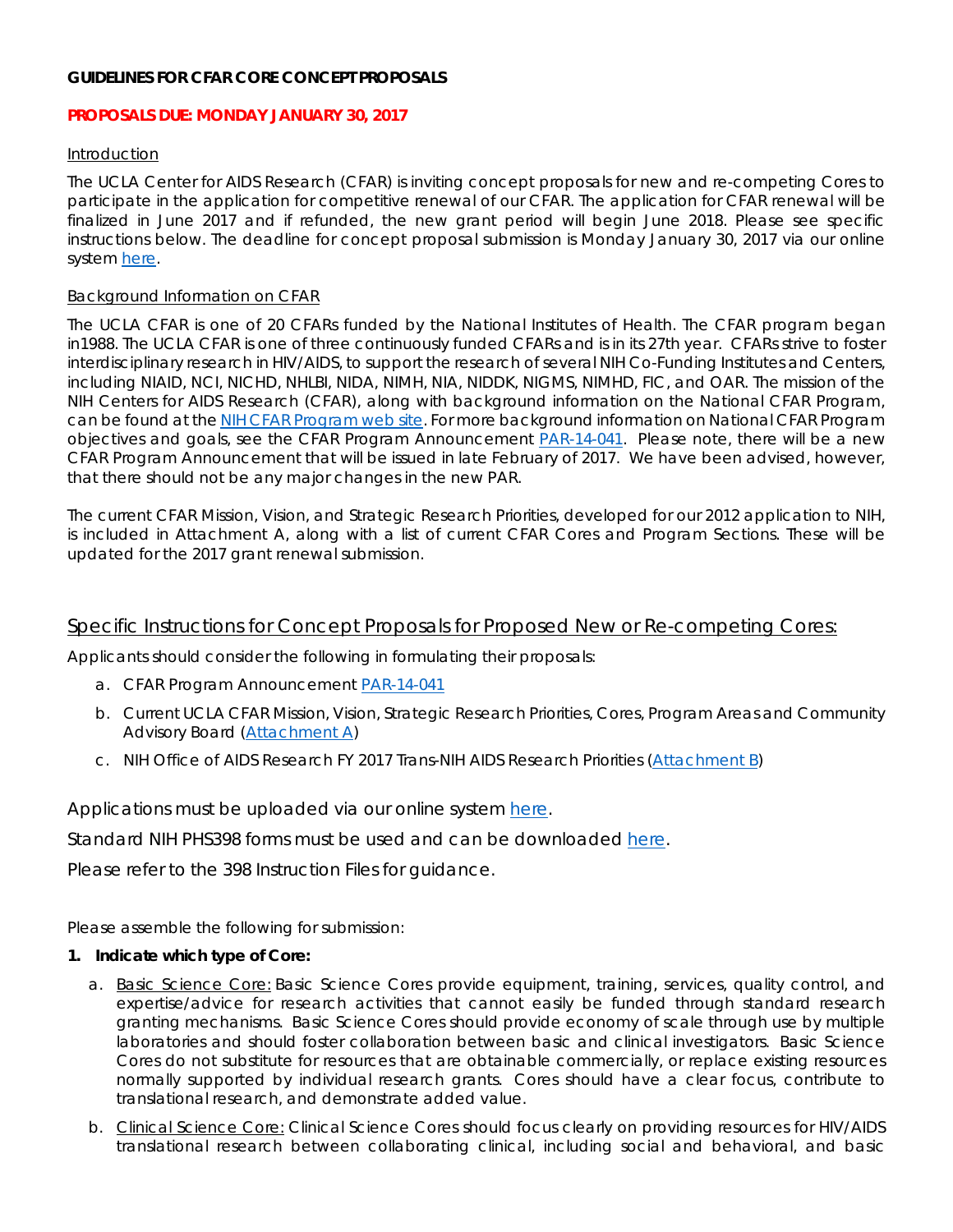**GUIDELINES FOR CFAR CORE CONCEPT PROPOSALS**

**PROPOSALS DUE: MONDAY JANUARY 30, 2017**

Introduction

The UCLA Center for AIDS Research (CFAR) is inviting concept proposals for new and re-competing Cores to participate in the application for competitive renewal of our CFAR. The application for CFAR renewal will be finalized in June 2017 and if refunded, the new grant period will begin June 2018. Please see specific instructions below. The deadline for concept proposal submission is Monday January 30, 2017 via our online system here.

Background Information on CFAR

The UCLA CFAR is one of 20 CFARs funded by the National Institutes of Health. The CFAR program began in1988. The UCLA CFAR is one of three continuously funded CFARs and is in its 27th year. CFARs strive to foster interdisciplinary research in HIV/AIDS, to support the research of several NIH Co-Funding Institutes and Centers, including NIAID, NCI, NICHD, NHLBI, NIDA, NIMH, NIA, NIDDK, NIGMS, NIMHD, FIC, and OAR. The mission of the NIH Centers for AIDS Research (CFAR), along with background information on the National CFAR Program, can be found at the NIH CFAR Program web site. For more background information on National CFAR Program objectives and goals, see the CFAR Program Announcement PAR-14-041. Please note, there will be a new CFAR Program Announcement that will be issued in late February of 2017. We have been advised, however, that there should not be any major changes in the new PAR.

The current CFAR Mission, Vision, and Strategic Research Priorities, developed for our 2012 application to NIH, is included in Attachment A, along with a list of current CFAR Cores and Program Sections. These will be updated for the 2017 grant renewal submission.

## Specific Instructions for Concept Proposals for Proposed New or Re-competing Cores:

Applicants should consider the following in formulating their proposals:

a. CFAR Program Announcement PAR-14-041
b. Current UCLA CFAR Mission, Vision, Strategic Research Priorities, Cores, Program Areas and Community Advisory Board (Attachment A)
c. NIH Office of AIDS Research FY 2017 Trans-NIH AIDS Research Priorities (Attachment B)

Applications must be uploaded via our online system here.

Standard NIH PHS398 forms must be used and can be downloaded here.

Please refer to the 398 Instruction Files for guidance.

Please assemble the following for submission:

**1. Indicate which type of Core:**

a. Basic Science Core: Basic Science Cores provide equipment, training, services, quality control, and expertise/advice for research activities that cannot easily be funded through standard research granting mechanisms. Basic Science Cores should provide economy of scale through use by multiple laboratories and should foster collaboration between basic and clinical investigators. Basic Science Cores do not substitute for resources that are obtainable commercially, or replace existing resources normally supported by individual research grants. Cores should have a clear focus, contribute to translational research, and demonstrate added value.

b. Clinical Science Core: Clinical Science Cores should focus clearly on providing resources for HIV/AIDS translational research between collaborating clinical, including social and behavioral, and basic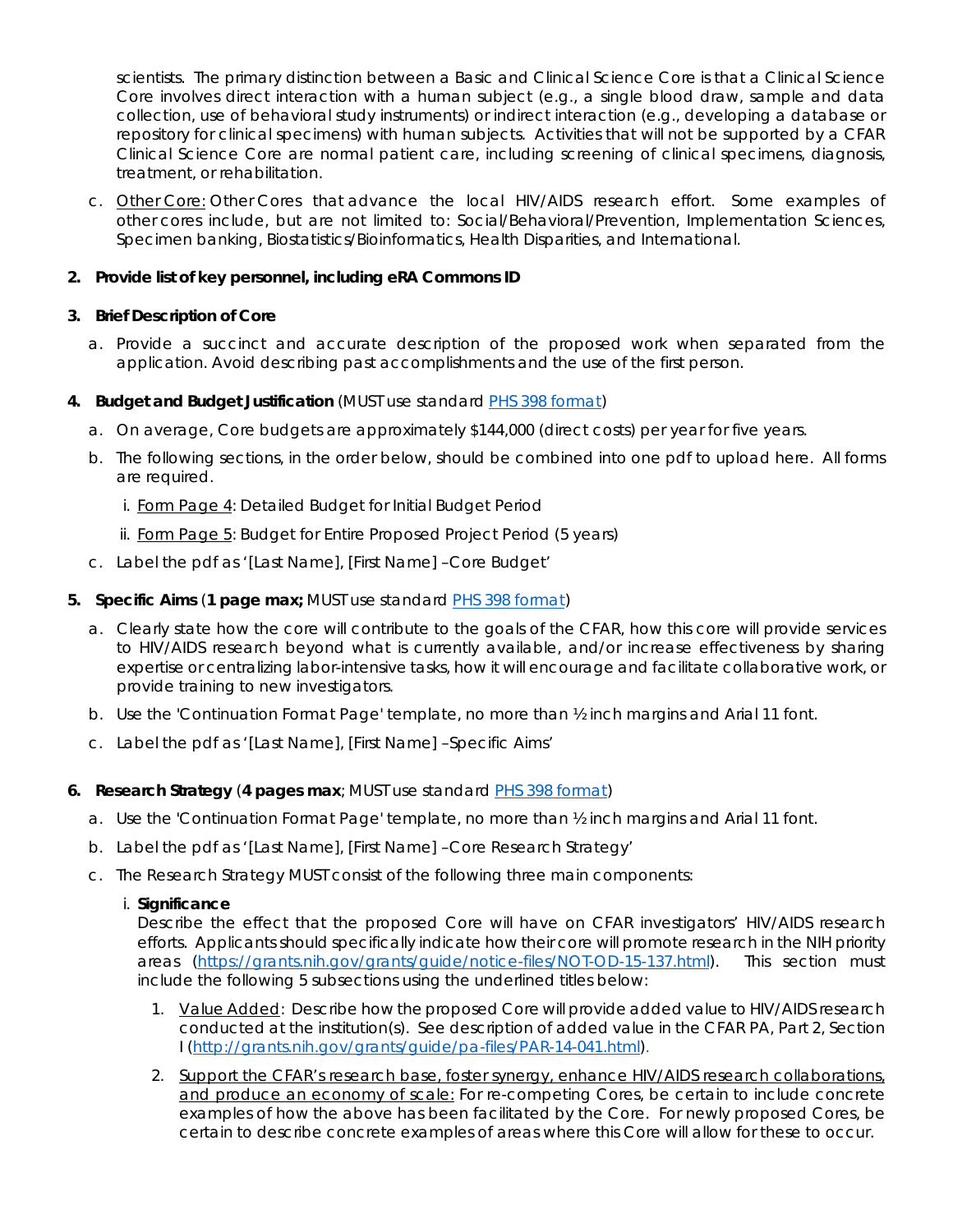scientists. The primary distinction between a Basic and Clinical Science Core is that a Clinical Science Core involves direct interaction with a human subject (e.g., a single blood draw, sample and data collection, use of behavioral study instruments) or indirect interaction (e.g., developing a database or repository for clinical specimens) with human subjects. Activities that will not be supported by a CFAR Clinical Science Core are normal patient care, including screening of clinical specimens, diagnosis, treatment, or rehabilitation.

c. Other Core: Other Cores that advance the local HIV/AIDS research effort. Some examples of other cores include, but are not limited to: Social/Behavioral/Prevention, Implementation Sciences, Specimen banking, Biostatistics/Bioinformatics, Health Disparities, and International.

**2. Provide list of key personnel, including eRA Commons ID**

**3. Brief Description of Core**

a. Provide a succinct and accurate description of the proposed work when separated from the application. Avoid describing past accomplishments and the use of the first person.

**4. Budget and Budget Justification** (MUST use standard [PHS 398 format](#))

a. On average, Core budgets are approximately $144,000 (direct costs) per year for five years.

b. The following sections, in the order below, should be combined into one pdf to upload here. All forms are required.

i. Form Page 4: Detailed Budget for Initial Budget Period

ii. Form Page 5: Budget for Entire Proposed Project Period (5 years)

c. Label the pdf as '[Last Name], [First Name] –Core Budget'

**5. Specific Aims** (**1 page max;** MUST use standard [PHS 398 format](#))

a. Clearly state how the core will contribute to the goals of the CFAR, how this core will provide services to HIV/AIDS research beyond what is currently available, and/or increase effectiveness by sharing expertise or centralizing labor-intensive tasks, how it will encourage and facilitate collaborative work, or provide training to new investigators.

b. Use the 'Continuation Format Page' template, no more than ½ inch margins and Arial 11 font.

c. Label the pdf as '[Last Name], [First Name] –Specific Aims'

**6. Research Strategy** (**4 pages max**; MUST use standard [PHS 398 format](#))

a. Use the 'Continuation Format Page' template, no more than ½ inch margins and Arial 11 font.

b. Label the pdf as '[Last Name], [First Name] –Core Research Strategy'

c. The Research Strategy MUST consist of the following three main components:

i. **Significance**
Describe the effect that the proposed Core will have on CFAR investigators' HIV/AIDS research efforts. Applicants should specifically indicate how their core will promote research in the NIH priority areas (https://grants.nih.gov/grants/guide/notice-files/NOT-OD-15-137.html). This section must include the following 5 subsections using the underlined titles below:

1. Value Added: Describe how the proposed Core will provide added value to HIV/AIDS research conducted at the institution(s). See description of added value in the CFAR PA, Part 2, Section I (http://grants.nih.gov/grants/guide/pa-files/PAR-14-041.html).

2. Support the CFAR's research base, foster synergy, enhance HIV/AIDS research collaborations, and produce an economy of scale: For re-competing Cores, be certain to include concrete examples of how the above has been facilitated by the Core. For newly proposed Cores, be certain to describe concrete examples of areas where this Core will allow for these to occur.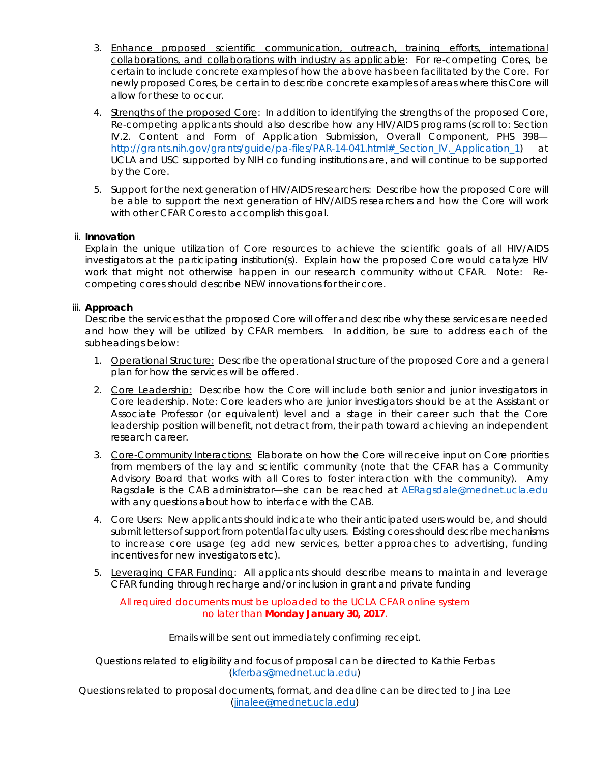3. Enhance proposed scientific communication, outreach, training efforts, international collaborations, and collaborations with industry as applicable: For re-competing Cores, be certain to include concrete examples of how the above has been facilitated by the Core. For newly proposed Cores, be certain to describe concrete examples of areas where this Core will allow for these to occur.

4. Strengths of the proposed Core: In addition to identifying the strengths of the proposed Core, Re-competing applicants should also describe how any HIV/AIDS programs (scroll to: Section IV.2. Content and Form of Application Submission, Overall Component, PHS 398— http://grants.nih.gov/grants/guide/pa-files/PAR-14-041.html#_Section_IV._Application_1) at UCLA and USC supported by NIH co funding institutions are, and will continue to be supported by the Core.

5. Support for the next generation of HIV/AIDS researchers: Describe how the proposed Core will be able to support the next generation of HIV/AIDS researchers and how the Core will work with other CFAR Cores to accomplish this goal.

ii. **Innovation**

Explain the unique utilization of Core resources to achieve the scientific goals of all HIV/AIDS investigators at the participating institution(s). Explain how the proposed Core would catalyze HIV work that might not otherwise happen in our research community without CFAR. Note: Re-competing cores should describe NEW innovations for their core.

iii. **Approach**

Describe the services that the proposed Core will offer and describe why these services are needed and how they will be utilized by CFAR members. In addition, be sure to address each of the subheadings below:

1. Operational Structure: Describe the operational structure of the proposed Core and a general plan for how the services will be offered.

2. Core Leadership: Describe how the Core will include both senior and junior investigators in Core leadership. Note: Core leaders who are junior investigators should be at the Assistant or Associate Professor (or equivalent) level and a stage in their career such that the Core leadership position will benefit, not detract from, their path toward achieving an independent research career.

3. Core-Community Interactions: Elaborate on how the Core will receive input on Core priorities from members of the lay and scientific community (note that the CFAR has a Community Advisory Board that works with all Cores to foster interaction with the community). Amy Ragsdale is the CAB administrator—she can be reached at AERagsdale@mednet.ucla.edu with any questions about how to interface with the CAB.

4. Core Users: New applicants should indicate who their anticipated users would be, and should submit letters of support from potential faculty users. Existing cores should describe mechanisms to increase core usage (eg add new services, better approaches to advertising, funding incentives for new investigators etc).

5. Leveraging CFAR Funding: All applicants should describe means to maintain and leverage CFAR funding through recharge and/or inclusion in grant and private funding

All required documents must be uploaded to the UCLA CFAR online system no later than **Monday January 30, 2017**.

Emails will be sent out immediately confirming receipt.

Questions related to eligibility and focus of proposal can be directed to Kathie Ferbas (kferbas@mednet.ucla.edu)

Questions related to proposal documents, format, and deadline can be directed to Jina Lee (jinalee@mednet.ucla.edu)